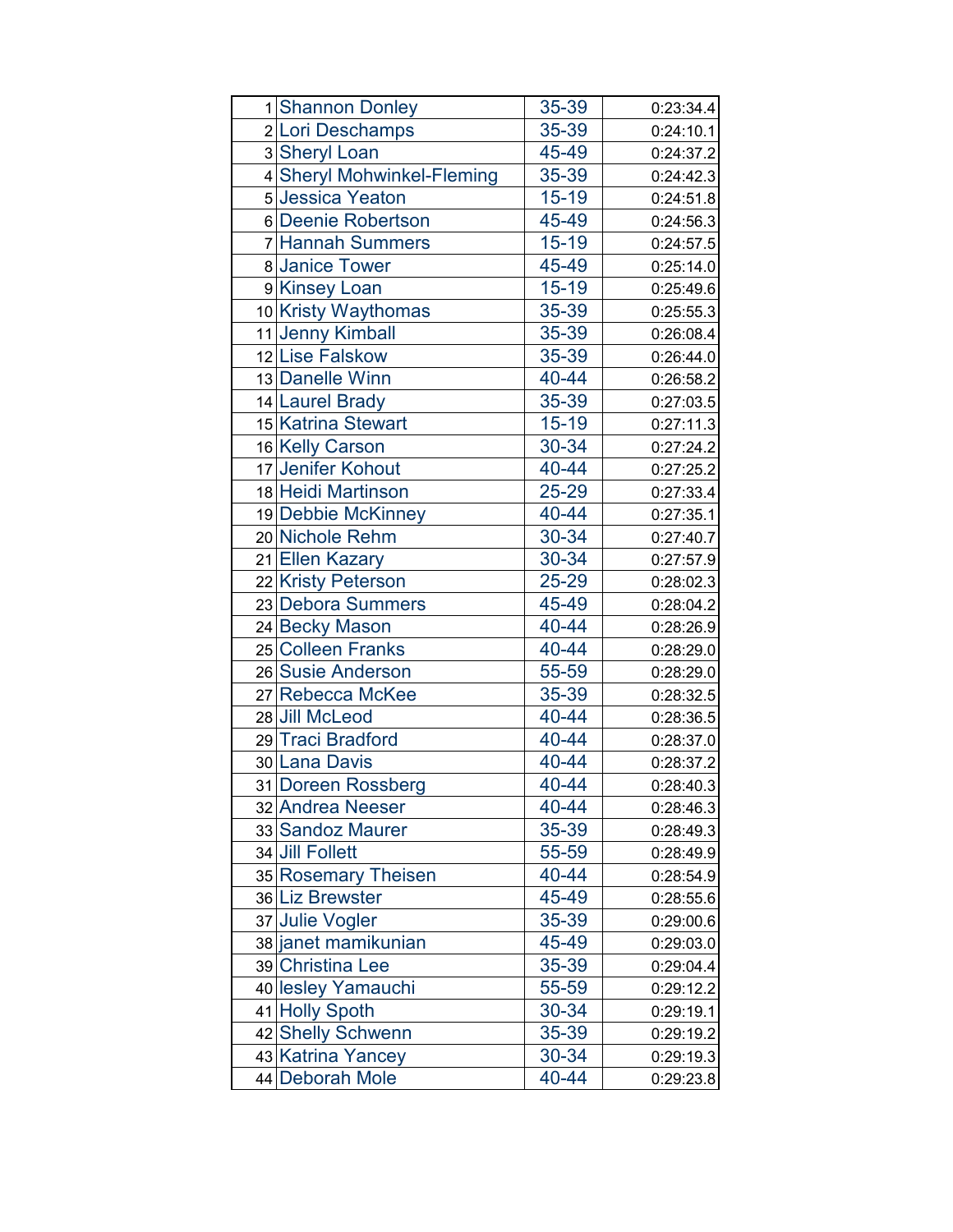| | | | |
|---|---|---|---|
| 1 | Shannon Donley | 35-39 | 0:23:34.4 |
| 2 | Lori Deschamps | 35-39 | 0:24:10.1 |
| 3 | Sheryl Loan | 45-49 | 0:24:37.2 |
| 4 | Sheryl Mohwinkel-Fleming | 35-39 | 0:24:42.3 |
| 5 | Jessica Yeaton | 15-19 | 0:24:51.8 |
| 6 | Deenie Robertson | 45-49 | 0:24:56.3 |
| 7 | Hannah Summers | 15-19 | 0:24:57.5 |
| 8 | Janice Tower | 45-49 | 0:25:14.0 |
| 9 | Kinsey Loan | 15-19 | 0:25:49.6 |
| 10 | Kristy Waythomas | 35-39 | 0:25:55.3 |
| 11 | Jenny Kimball | 35-39 | 0:26:08.4 |
| 12 | Lise Falskow | 35-39 | 0:26:44.0 |
| 13 | Danelle Winn | 40-44 | 0:26:58.2 |
| 14 | Laurel Brady | 35-39 | 0:27:03.5 |
| 15 | Katrina Stewart | 15-19 | 0:27:11.3 |
| 16 | Kelly Carson | 30-34 | 0:27:24.2 |
| 17 | Jenifer Kohout | 40-44 | 0:27:25.2 |
| 18 | Heidi Martinson | 25-29 | 0:27:33.4 |
| 19 | Debbie McKinney | 40-44 | 0:27:35.1 |
| 20 | Nichole Rehm | 30-34 | 0:27:40.7 |
| 21 | Ellen Kazary | 30-34 | 0:27:57.9 |
| 22 | Kristy Peterson | 25-29 | 0:28:02.3 |
| 23 | Debora Summers | 45-49 | 0:28:04.2 |
| 24 | Becky Mason | 40-44 | 0:28:26.9 |
| 25 | Colleen Franks | 40-44 | 0:28:29.0 |
| 26 | Susie Anderson | 55-59 | 0:28:29.0 |
| 27 | Rebecca McKee | 35-39 | 0:28:32.5 |
| 28 | Jill McLeod | 40-44 | 0:28:36.5 |
| 29 | Traci Bradford | 40-44 | 0:28:37.0 |
| 30 | Lana Davis | 40-44 | 0:28:37.2 |
| 31 | Doreen Rossberg | 40-44 | 0:28:40.3 |
| 32 | Andrea Neeser | 40-44 | 0:28:46.3 |
| 33 | Sandoz Maurer | 35-39 | 0:28:49.3 |
| 34 | Jill Follett | 55-59 | 0:28:49.9 |
| 35 | Rosemary Theisen | 40-44 | 0:28:54.9 |
| 36 | Liz Brewster | 45-49 | 0:28:55.6 |
| 37 | Julie Vogler | 35-39 | 0:29:00.6 |
| 38 | janet mamikunian | 45-49 | 0:29:03.0 |
| 39 | Christina Lee | 35-39 | 0:29:04.4 |
| 40 | lesley Yamauchi | 55-59 | 0:29:12.2 |
| 41 | Holly Spoth | 30-34 | 0:29:19.1 |
| 42 | Shelly Schwenn | 35-39 | 0:29:19.2 |
| 43 | Katrina Yancey | 30-34 | 0:29:19.3 |
| 44 | Deborah Mole | 40-44 | 0:29:23.8 |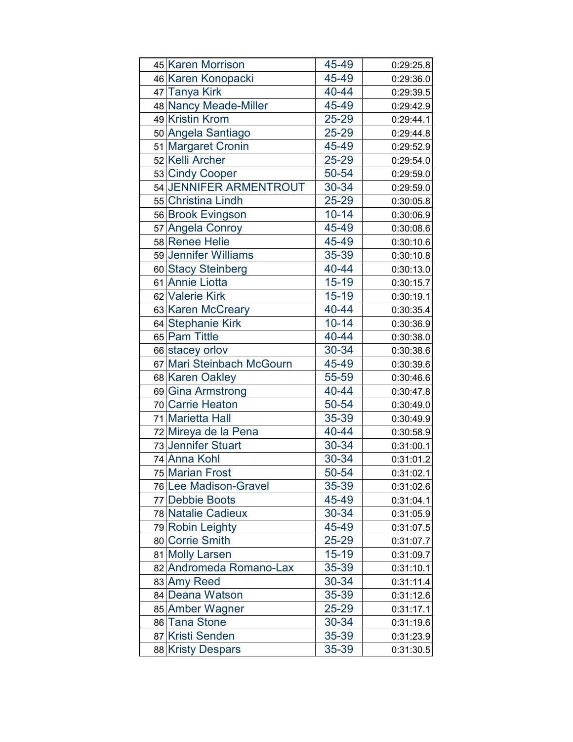| | | | |
|---|---|---|---|
| 45 | Karen Morrison | 45-49 | 0:29:25.8 |
| 46 | Karen Konopacki | 45-49 | 0:29:36.0 |
| 47 | Tanya Kirk | 40-44 | 0:29:39.5 |
| 48 | Nancy Meade-Miller | 45-49 | 0:29:42.9 |
| 49 | Kristin Krom | 25-29 | 0:29:44.1 |
| 50 | Angela Santiago | 25-29 | 0:29:44.8 |
| 51 | Margaret Cronin | 45-49 | 0:29:52.9 |
| 52 | Kelli Archer | 25-29 | 0:29:54.0 |
| 53 | Cindy Cooper | 50-54 | 0:29:59.0 |
| 54 | JENNIFER ARMENTROUT | 30-34 | 0:29:59.0 |
| 55 | Christina Lindh | 25-29 | 0:30:05.8 |
| 56 | Brook Evingson | 10-14 | 0:30:06.9 |
| 57 | Angela Conroy | 45-49 | 0:30:08.6 |
| 58 | Renee Helie | 45-49 | 0:30:10.6 |
| 59 | Jennifer Williams | 35-39 | 0:30:10.8 |
| 60 | Stacy Steinberg | 40-44 | 0:30:13.0 |
| 61 | Annie Liotta | 15-19 | 0:30:15.7 |
| 62 | Valerie Kirk | 15-19 | 0:30:19.1 |
| 63 | Karen McCreary | 40-44 | 0:30:35.4 |
| 64 | Stephanie Kirk | 10-14 | 0:30:36.9 |
| 65 | Pam Tittle | 40-44 | 0:30:38.0 |
| 66 | stacey orlov | 30-34 | 0:30:38.6 |
| 67 | Mari Steinbach McGourn | 45-49 | 0:30:39.6 |
| 68 | Karen Oakley | 55-59 | 0:30:46.6 |
| 69 | Gina Armstrong | 40-44 | 0:30:47.8 |
| 70 | Carrie Heaton | 50-54 | 0:30:49.0 |
| 71 | Marietta Hall | 35-39 | 0:30:49.9 |
| 72 | Mireya de la Pena | 40-44 | 0:30:58.9 |
| 73 | Jennifer Stuart | 30-34 | 0:31:00.1 |
| 74 | Anna Kohl | 30-34 | 0:31:01.2 |
| 75 | Marian Frost | 50-54 | 0:31:02.1 |
| 76 | Lee Madison-Gravel | 35-39 | 0:31:02.6 |
| 77 | Debbie Boots | 45-49 | 0:31:04.1 |
| 78 | Natalie Cadieux | 30-34 | 0:31:05.9 |
| 79 | Robin Leighty | 45-49 | 0:31:07.5 |
| 80 | Corrie Smith | 25-29 | 0:31:07.7 |
| 81 | Molly Larsen | 15-19 | 0:31:09.7 |
| 82 | Andromeda Romano-Lax | 35-39 | 0:31:10.1 |
| 83 | Amy Reed | 30-34 | 0:31:11.4 |
| 84 | Deana Watson | 35-39 | 0:31:12.6 |
| 85 | Amber Wagner | 25-29 | 0:31:17.1 |
| 86 | Tana Stone | 30-34 | 0:31:19.6 |
| 87 | Kristi Senden | 35-39 | 0:31:23.9 |
| 88 | Kristy Despars | 35-39 | 0:31:30.5 |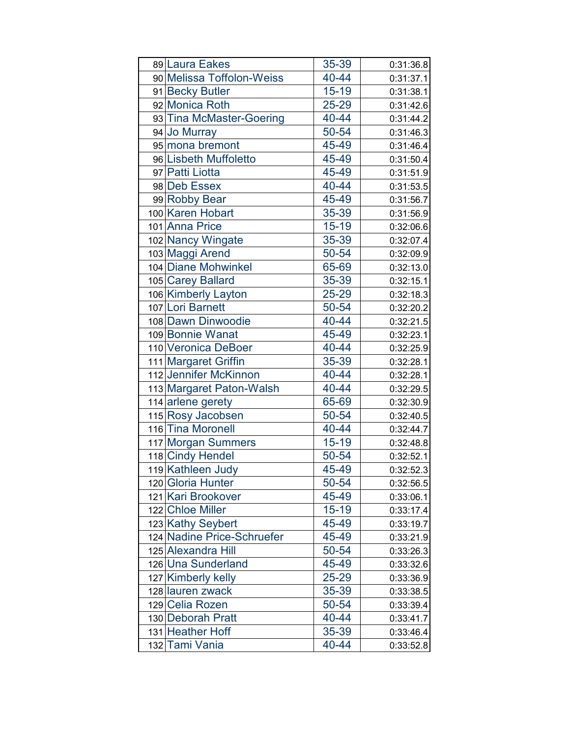| | | | |
|---|---|---|---|
| 89 | Laura Eakes | 35-39 | 0:31:36.8 |
| 90 | Melissa Toffolon-Weiss | 40-44 | 0:31:37.1 |
| 91 | Becky Butler | 15-19 | 0:31:38.1 |
| 92 | Monica Roth | 25-29 | 0:31:42.6 |
| 93 | Tina McMaster-Goering | 40-44 | 0:31:44.2 |
| 94 | Jo Murray | 50-54 | 0:31:46.3 |
| 95 | mona bremont | 45-49 | 0:31:46.4 |
| 96 | Lisbeth Muffoletto | 45-49 | 0:31:50.4 |
| 97 | Patti Liotta | 45-49 | 0:31:51.9 |
| 98 | Deb Essex | 40-44 | 0:31:53.5 |
| 99 | Robby Bear | 45-49 | 0:31:56.7 |
| 100 | Karen Hobart | 35-39 | 0:31:56.9 |
| 101 | Anna Price | 15-19 | 0:32:06.6 |
| 102 | Nancy Wingate | 35-39 | 0:32:07.4 |
| 103 | Maggi Arend | 50-54 | 0:32:09.9 |
| 104 | Diane Mohwinkel | 65-69 | 0:32:13.0 |
| 105 | Carey Ballard | 35-39 | 0:32:15.1 |
| 106 | Kimberly Layton | 25-29 | 0:32:18.3 |
| 107 | Lori Barnett | 50-54 | 0:32:20.2 |
| 108 | Dawn Dinwoodie | 40-44 | 0:32:21.5 |
| 109 | Bonnie Wanat | 45-49 | 0:32:23.1 |
| 110 | Veronica DeBoer | 40-44 | 0:32:25.9 |
| 111 | Margaret Griffin | 35-39 | 0:32:28.1 |
| 112 | Jennifer McKinnon | 40-44 | 0:32:28.1 |
| 113 | Margaret Paton-Walsh | 40-44 | 0:32:29.5 |
| 114 | arlene gerety | 65-69 | 0:32:30.9 |
| 115 | Rosy Jacobsen | 50-54 | 0:32:40.5 |
| 116 | Tina Moronell | 40-44 | 0:32:44.7 |
| 117 | Morgan Summers | 15-19 | 0:32:48.8 |
| 118 | Cindy Hendel | 50-54 | 0:32:52.1 |
| 119 | Kathleen Judy | 45-49 | 0:32:52.3 |
| 120 | Gloria Hunter | 50-54 | 0:32:56.5 |
| 121 | Kari Brookover | 45-49 | 0:33:06.1 |
| 122 | Chloe Miller | 15-19 | 0:33:17.4 |
| 123 | Kathy Seybert | 45-49 | 0:33:19.7 |
| 124 | Nadine Price-Schruefer | 45-49 | 0:33:21.9 |
| 125 | Alexandra Hill | 50-54 | 0:33:26.3 |
| 126 | Una Sunderland | 45-49 | 0:33:32.6 |
| 127 | Kimberly kelly | 25-29 | 0:33:36.9 |
| 128 | lauren zwack | 35-39 | 0:33:38.5 |
| 129 | Celia Rozen | 50-54 | 0:33:39.4 |
| 130 | Deborah Pratt | 40-44 | 0:33:41.7 |
| 131 | Heather Hoff | 35-39 | 0:33:46.4 |
| 132 | Tami Vania | 40-44 | 0:33:52.8 |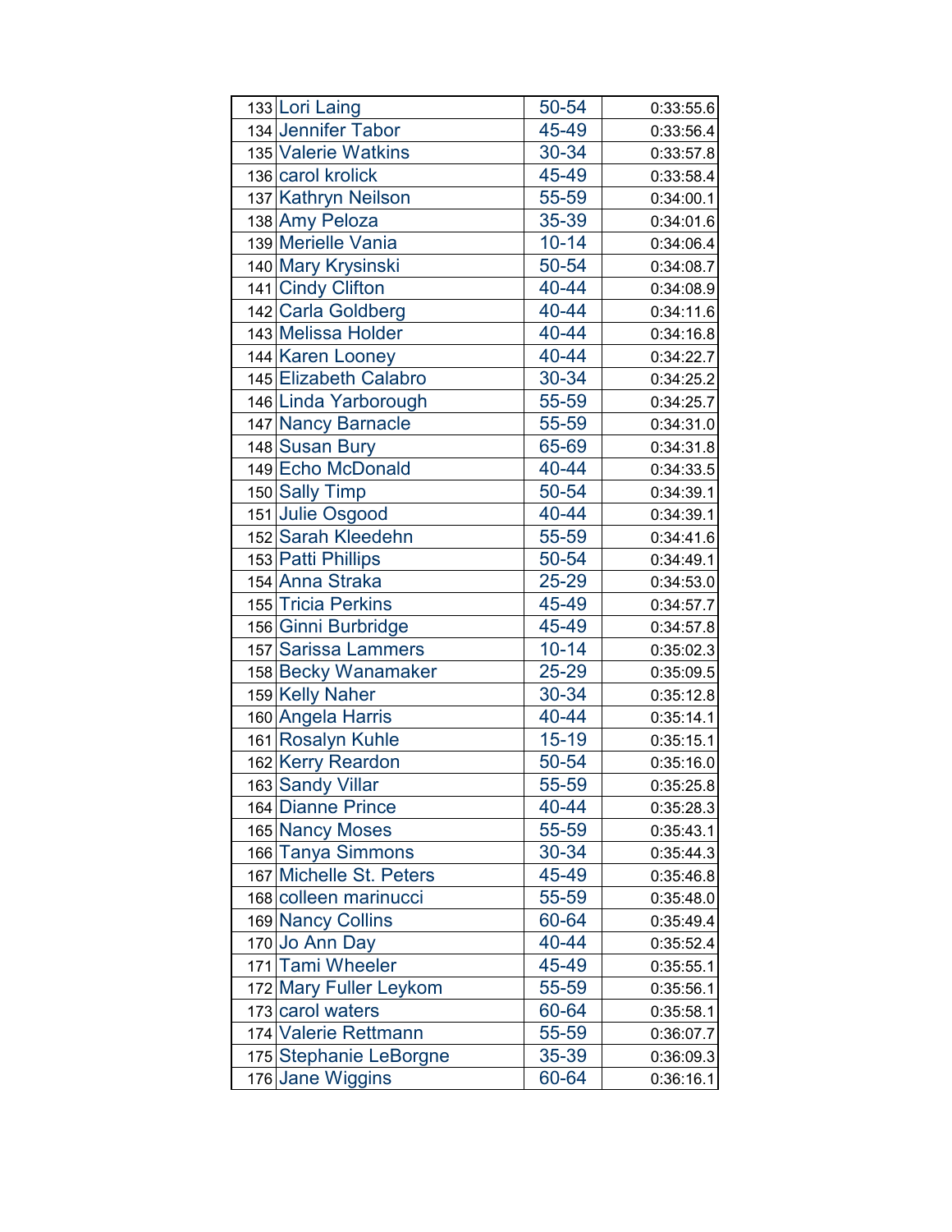| | | | |
|---|---|---|---|
| 133 | Lori Laing | 50-54 | 0:33:55.6 |
| 134 | Jennifer Tabor | 45-49 | 0:33:56.4 |
| 135 | Valerie Watkins | 30-34 | 0:33:57.8 |
| 136 | carol krolick | 45-49 | 0:33:58.4 |
| 137 | Kathryn Neilson | 55-59 | 0:34:00.1 |
| 138 | Amy Peloza | 35-39 | 0:34:01.6 |
| 139 | Merielle Vania | 10-14 | 0:34:06.4 |
| 140 | Mary Krysinski | 50-54 | 0:34:08.7 |
| 141 | Cindy Clifton | 40-44 | 0:34:08.9 |
| 142 | Carla Goldberg | 40-44 | 0:34:11.6 |
| 143 | Melissa Holder | 40-44 | 0:34:16.8 |
| 144 | Karen Looney | 40-44 | 0:34:22.7 |
| 145 | Elizabeth Calabro | 30-34 | 0:34:25.2 |
| 146 | Linda Yarborough | 55-59 | 0:34:25.7 |
| 147 | Nancy Barnacle | 55-59 | 0:34:31.0 |
| 148 | Susan Bury | 65-69 | 0:34:31.8 |
| 149 | Echo McDonald | 40-44 | 0:34:33.5 |
| 150 | Sally Timp | 50-54 | 0:34:39.1 |
| 151 | Julie Osgood | 40-44 | 0:34:39.1 |
| 152 | Sarah Kleedehn | 55-59 | 0:34:41.6 |
| 153 | Patti Phillips | 50-54 | 0:34:49.1 |
| 154 | Anna Straka | 25-29 | 0:34:53.0 |
| 155 | Tricia Perkins | 45-49 | 0:34:57.7 |
| 156 | Ginni Burbridge | 45-49 | 0:34:57.8 |
| 157 | Sarissa Lammers | 10-14 | 0:35:02.3 |
| 158 | Becky Wanamaker | 25-29 | 0:35:09.5 |
| 159 | Kelly Naher | 30-34 | 0:35:12.8 |
| 160 | Angela Harris | 40-44 | 0:35:14.1 |
| 161 | Rosalyn Kuhle | 15-19 | 0:35:15.1 |
| 162 | Kerry Reardon | 50-54 | 0:35:16.0 |
| 163 | Sandy Villar | 55-59 | 0:35:25.8 |
| 164 | Dianne Prince | 40-44 | 0:35:28.3 |
| 165 | Nancy Moses | 55-59 | 0:35:43.1 |
| 166 | Tanya Simmons | 30-34 | 0:35:44.3 |
| 167 | Michelle St. Peters | 45-49 | 0:35:46.8 |
| 168 | colleen marinucci | 55-59 | 0:35:48.0 |
| 169 | Nancy Collins | 60-64 | 0:35:49.4 |
| 170 | Jo Ann Day | 40-44 | 0:35:52.4 |
| 171 | Tami Wheeler | 45-49 | 0:35:55.1 |
| 172 | Mary Fuller Leykom | 55-59 | 0:35:56.1 |
| 173 | carol waters | 60-64 | 0:35:58.1 |
| 174 | Valerie Rettmann | 55-59 | 0:36:07.7 |
| 175 | Stephanie LeBorgne | 35-39 | 0:36:09.3 |
| 176 | Jane Wiggins | 60-64 | 0:36:16.1 |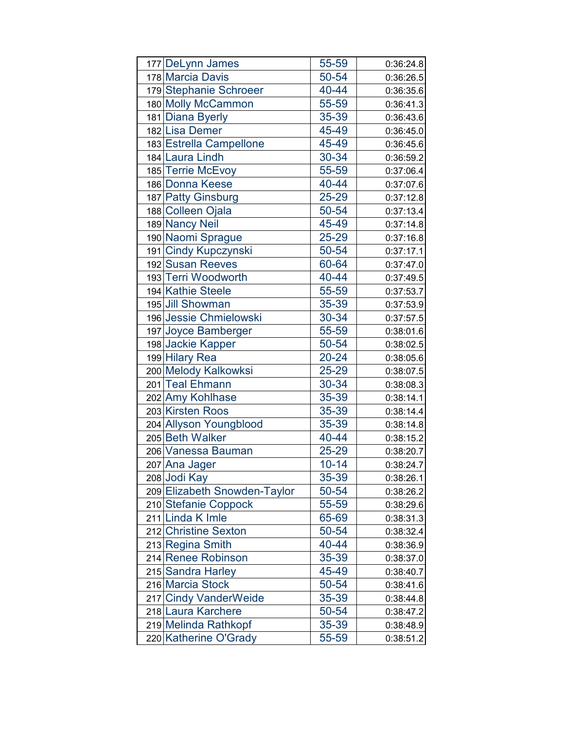| | | | |
|---|---|---|---|
| 177 | DeLynn James | 55-59 | 0:36:24.8 |
| 178 | Marcia Davis | 50-54 | 0:36:26.5 |
| 179 | Stephanie Schroeer | 40-44 | 0:36:35.6 |
| 180 | Molly McCammon | 55-59 | 0:36:41.3 |
| 181 | Diana Byerly | 35-39 | 0:36:43.6 |
| 182 | Lisa Demer | 45-49 | 0:36:45.0 |
| 183 | Estrella Campellone | 45-49 | 0:36:45.6 |
| 184 | Laura Lindh | 30-34 | 0:36:59.2 |
| 185 | Terrie McEvoy | 55-59 | 0:37:06.4 |
| 186 | Donna Keese | 40-44 | 0:37:07.6 |
| 187 | Patty Ginsburg | 25-29 | 0:37:12.8 |
| 188 | Colleen Ojala | 50-54 | 0:37:13.4 |
| 189 | Nancy Neil | 45-49 | 0:37:14.8 |
| 190 | Naomi Sprague | 25-29 | 0:37:16.8 |
| 191 | Cindy Kupczynski | 50-54 | 0:37:17.1 |
| 192 | Susan Reeves | 60-64 | 0:37:47.0 |
| 193 | Terri Woodworth | 40-44 | 0:37:49.5 |
| 194 | Kathie Steele | 55-59 | 0:37:53.7 |
| 195 | Jill Showman | 35-39 | 0:37:53.9 |
| 196 | Jessie Chmielowski | 30-34 | 0:37:57.5 |
| 197 | Joyce Bamberger | 55-59 | 0:38:01.6 |
| 198 | Jackie Kapper | 50-54 | 0:38:02.5 |
| 199 | Hilary Rea | 20-24 | 0:38:05.6 |
| 200 | Melody Kalkowksi | 25-29 | 0:38:07.5 |
| 201 | Teal Ehmann | 30-34 | 0:38:08.3 |
| 202 | Amy Kohlhase | 35-39 | 0:38:14.1 |
| 203 | Kirsten Roos | 35-39 | 0:38:14.4 |
| 204 | Allyson Youngblood | 35-39 | 0:38:14.8 |
| 205 | Beth Walker | 40-44 | 0:38:15.2 |
| 206 | Vanessa Bauman | 25-29 | 0:38:20.7 |
| 207 | Ana Jager | 10-14 | 0:38:24.7 |
| 208 | Jodi Kay | 35-39 | 0:38:26.1 |
| 209 | Elizabeth Snowden-Taylor | 50-54 | 0:38:26.2 |
| 210 | Stefanie Coppock | 55-59 | 0:38:29.6 |
| 211 | Linda K Imle | 65-69 | 0:38:31.3 |
| 212 | Christine Sexton | 50-54 | 0:38:32.4 |
| 213 | Regina Smith | 40-44 | 0:38:36.9 |
| 214 | Renee Robinson | 35-39 | 0:38:37.0 |
| 215 | Sandra Harley | 45-49 | 0:38:40.7 |
| 216 | Marcia Stock | 50-54 | 0:38:41.6 |
| 217 | Cindy VanderWeide | 35-39 | 0:38:44.8 |
| 218 | Laura Karchere | 50-54 | 0:38:47.2 |
| 219 | Melinda Rathkopf | 35-39 | 0:38:48.9 |
| 220 | Katherine O'Grady | 55-59 | 0:38:51.2 |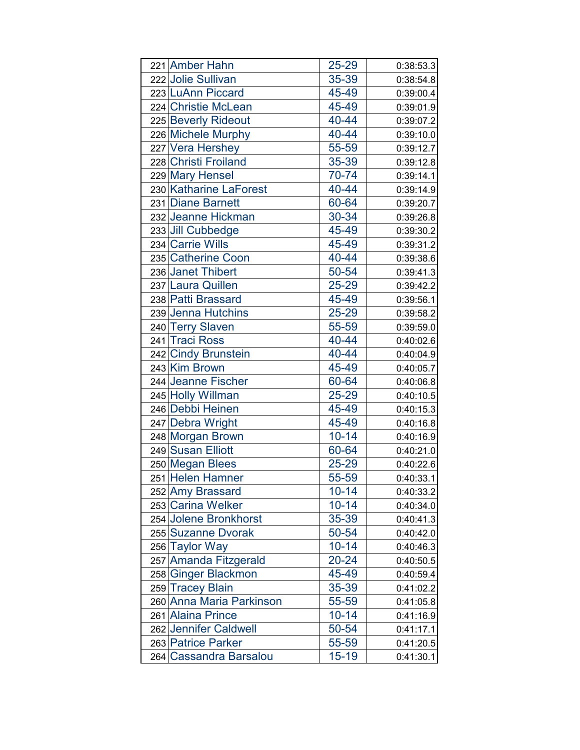| | | | |
|---|---|---|---|
| 221 | Amber Hahn | 25-29 | 0:38:53.3 |
| 222 | Jolie Sullivan | 35-39 | 0:38:54.8 |
| 223 | LuAnn Piccard | 45-49 | 0:39:00.4 |
| 224 | Christie McLean | 45-49 | 0:39:01.9 |
| 225 | Beverly Rideout | 40-44 | 0:39:07.2 |
| 226 | Michele Murphy | 40-44 | 0:39:10.0 |
| 227 | Vera Hershey | 55-59 | 0:39:12.7 |
| 228 | Christi Froiland | 35-39 | 0:39:12.8 |
| 229 | Mary Hensel | 70-74 | 0:39:14.1 |
| 230 | Katharine LaForest | 40-44 | 0:39:14.9 |
| 231 | Diane Barnett | 60-64 | 0:39:20.7 |
| 232 | Jeanne Hickman | 30-34 | 0:39:26.8 |
| 233 | Jill Cubbedge | 45-49 | 0:39:30.2 |
| 234 | Carrie Wills | 45-49 | 0:39:31.2 |
| 235 | Catherine Coon | 40-44 | 0:39:38.6 |
| 236 | Janet Thibert | 50-54 | 0:39:41.3 |
| 237 | Laura Quillen | 25-29 | 0:39:42.2 |
| 238 | Patti Brassard | 45-49 | 0:39:56.1 |
| 239 | Jenna Hutchins | 25-29 | 0:39:58.2 |
| 240 | Terry Slaven | 55-59 | 0:39:59.0 |
| 241 | Traci Ross | 40-44 | 0:40:02.6 |
| 242 | Cindy Brunstein | 40-44 | 0:40:04.9 |
| 243 | Kim Brown | 45-49 | 0:40:05.7 |
| 244 | Jeanne Fischer | 60-64 | 0:40:06.8 |
| 245 | Holly Willman | 25-29 | 0:40:10.5 |
| 246 | Debbi Heinen | 45-49 | 0:40:15.3 |
| 247 | Debra Wright | 45-49 | 0:40:16.8 |
| 248 | Morgan Brown | 10-14 | 0:40:16.9 |
| 249 | Susan Elliott | 60-64 | 0:40:21.0 |
| 250 | Megan Blees | 25-29 | 0:40:22.6 |
| 251 | Helen Hamner | 55-59 | 0:40:33.1 |
| 252 | Amy Brassard | 10-14 | 0:40:33.2 |
| 253 | Carina Welker | 10-14 | 0:40:34.0 |
| 254 | Jolene Bronkhorst | 35-39 | 0:40:41.3 |
| 255 | Suzanne Dvorak | 50-54 | 0:40:42.0 |
| 256 | Taylor Way | 10-14 | 0:40:46.3 |
| 257 | Amanda Fitzgerald | 20-24 | 0:40:50.5 |
| 258 | Ginger Blackmon | 45-49 | 0:40:59.4 |
| 259 | Tracey Blain | 35-39 | 0:41:02.2 |
| 260 | Anna Maria Parkinson | 55-59 | 0:41:05.8 |
| 261 | Alaina Prince | 10-14 | 0:41:16.9 |
| 262 | Jennifer Caldwell | 50-54 | 0:41:17.1 |
| 263 | Patrice Parker | 55-59 | 0:41:20.5 |
| 264 | Cassandra Barsalou | 15-19 | 0:41:30.1 |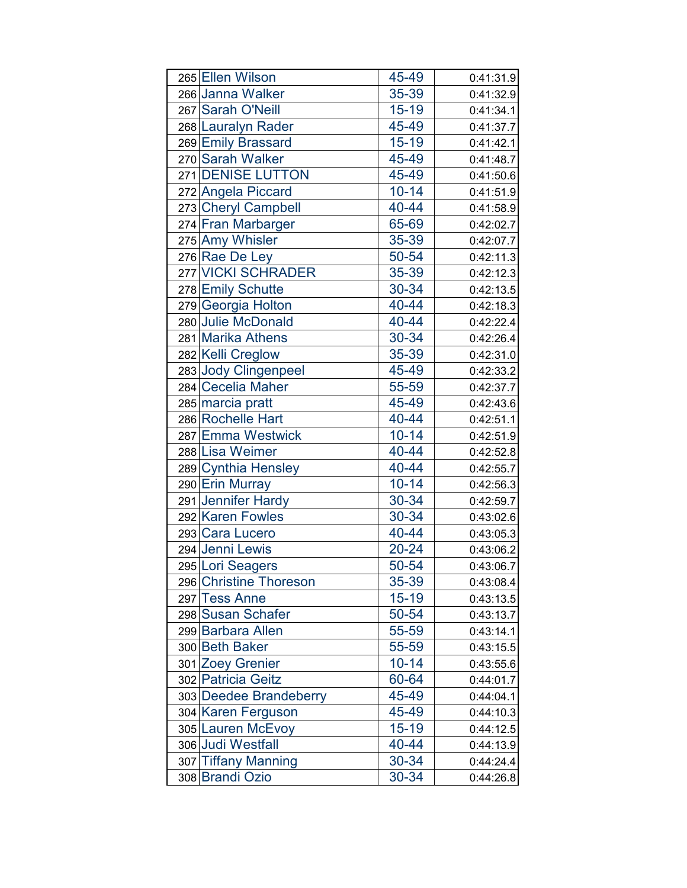| | | | |
|---|---|---|---|
| 265 | Ellen Wilson | 45-49 | 0:41:31.9 |
| 266 | Janna Walker | 35-39 | 0:41:32.9 |
| 267 | Sarah O'Neill | 15-19 | 0:41:34.1 |
| 268 | Lauralyn Rader | 45-49 | 0:41:37.7 |
| 269 | Emily Brassard | 15-19 | 0:41:42.1 |
| 270 | Sarah Walker | 45-49 | 0:41:48.7 |
| 271 | DENISE LUTTON | 45-49 | 0:41:50.6 |
| 272 | Angela Piccard | 10-14 | 0:41:51.9 |
| 273 | Cheryl Campbell | 40-44 | 0:41:58.9 |
| 274 | Fran Marbarger | 65-69 | 0:42:02.7 |
| 275 | Amy Whisler | 35-39 | 0:42:07.7 |
| 276 | Rae De Ley | 50-54 | 0:42:11.3 |
| 277 | VICKI SCHRADER | 35-39 | 0:42:12.3 |
| 278 | Emily Schutte | 30-34 | 0:42:13.5 |
| 279 | Georgia Holton | 40-44 | 0:42:18.3 |
| 280 | Julie McDonald | 40-44 | 0:42:22.4 |
| 281 | Marika Athens | 30-34 | 0:42:26.4 |
| 282 | Kelli Creglow | 35-39 | 0:42:31.0 |
| 283 | Jody Clingenpeel | 45-49 | 0:42:33.2 |
| 284 | Cecelia Maher | 55-59 | 0:42:37.7 |
| 285 | marcia pratt | 45-49 | 0:42:43.6 |
| 286 | Rochelle Hart | 40-44 | 0:42:51.1 |
| 287 | Emma Westwick | 10-14 | 0:42:51.9 |
| 288 | Lisa Weimer | 40-44 | 0:42:52.8 |
| 289 | Cynthia Hensley | 40-44 | 0:42:55.7 |
| 290 | Erin Murray | 10-14 | 0:42:56.3 |
| 291 | Jennifer Hardy | 30-34 | 0:42:59.7 |
| 292 | Karen Fowles | 30-34 | 0:43:02.6 |
| 293 | Cara Lucero | 40-44 | 0:43:05.3 |
| 294 | Jenni Lewis | 20-24 | 0:43:06.2 |
| 295 | Lori Seagers | 50-54 | 0:43:06.7 |
| 296 | Christine Thoreson | 35-39 | 0:43:08.4 |
| 297 | Tess Anne | 15-19 | 0:43:13.5 |
| 298 | Susan Schafer | 50-54 | 0:43:13.7 |
| 299 | Barbara Allen | 55-59 | 0:43:14.1 |
| 300 | Beth Baker | 55-59 | 0:43:15.5 |
| 301 | Zoey Grenier | 10-14 | 0:43:55.6 |
| 302 | Patricia Geitz | 60-64 | 0:44:01.7 |
| 303 | Deedee Brandeberry | 45-49 | 0:44:04.1 |
| 304 | Karen Ferguson | 45-49 | 0:44:10.3 |
| 305 | Lauren McEvoy | 15-19 | 0:44:12.5 |
| 306 | Judi Westfall | 40-44 | 0:44:13.9 |
| 307 | Tiffany Manning | 30-34 | 0:44:24.4 |
| 308 | Brandi Ozio | 30-34 | 0:44:26.8 |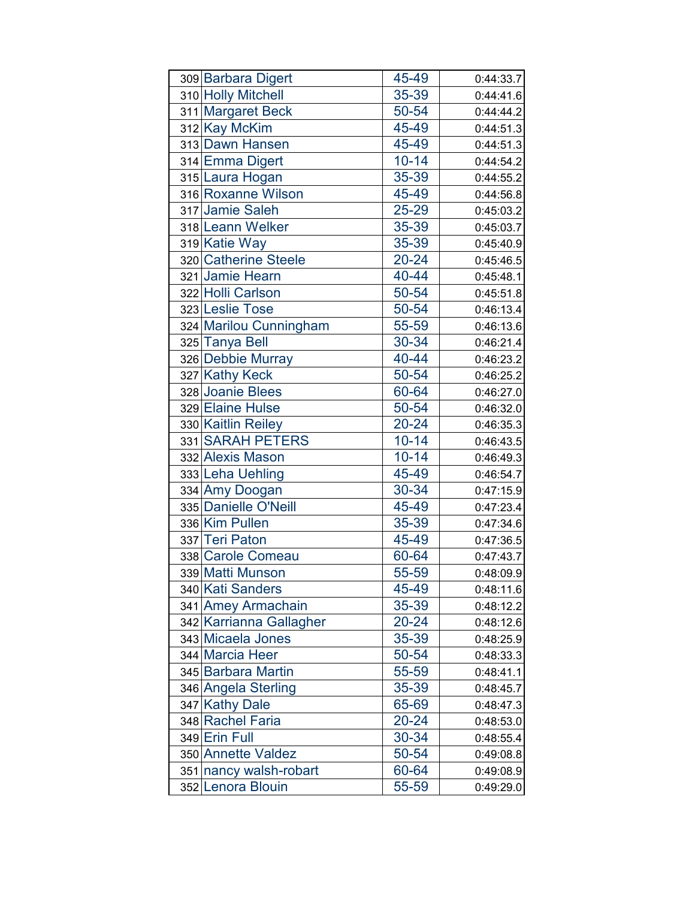| | | | |
|---|---|---|---|
| 309 | Barbara Digert | 45-49 | 0:44:33.7 |
| 310 | Holly Mitchell | 35-39 | 0:44:41.6 |
| 311 | Margaret Beck | 50-54 | 0:44:44.2 |
| 312 | Kay McKim | 45-49 | 0:44:51.3 |
| 313 | Dawn Hansen | 45-49 | 0:44:51.3 |
| 314 | Emma Digert | 10-14 | 0:44:54.2 |
| 315 | Laura Hogan | 35-39 | 0:44:55.2 |
| 316 | Roxanne Wilson | 45-49 | 0:44:56.8 |
| 317 | Jamie Saleh | 25-29 | 0:45:03.2 |
| 318 | Leann Welker | 35-39 | 0:45:03.7 |
| 319 | Katie Way | 35-39 | 0:45:40.9 |
| 320 | Catherine Steele | 20-24 | 0:45:46.5 |
| 321 | Jamie Hearn | 40-44 | 0:45:48.1 |
| 322 | Holli Carlson | 50-54 | 0:45:51.8 |
| 323 | Leslie Tose | 50-54 | 0:46:13.4 |
| 324 | Marilou Cunningham | 55-59 | 0:46:13.6 |
| 325 | Tanya Bell | 30-34 | 0:46:21.4 |
| 326 | Debbie Murray | 40-44 | 0:46:23.2 |
| 327 | Kathy Keck | 50-54 | 0:46:25.2 |
| 328 | Joanie Blees | 60-64 | 0:46:27.0 |
| 329 | Elaine Hulse | 50-54 | 0:46:32.0 |
| 330 | Kaitlin Reiley | 20-24 | 0:46:35.3 |
| 331 | SARAH PETERS | 10-14 | 0:46:43.5 |
| 332 | Alexis Mason | 10-14 | 0:46:49.3 |
| 333 | Leha Uehling | 45-49 | 0:46:54.7 |
| 334 | Amy Doogan | 30-34 | 0:47:15.9 |
| 335 | Danielle O'Neill | 45-49 | 0:47:23.4 |
| 336 | Kim Pullen | 35-39 | 0:47:34.6 |
| 337 | Teri Paton | 45-49 | 0:47:36.5 |
| 338 | Carole Comeau | 60-64 | 0:47:43.7 |
| 339 | Matti Munson | 55-59 | 0:48:09.9 |
| 340 | Kati Sanders | 45-49 | 0:48:11.6 |
| 341 | Amey Armachain | 35-39 | 0:48:12.2 |
| 342 | Karrianna Gallagher | 20-24 | 0:48:12.6 |
| 343 | Micaela Jones | 35-39 | 0:48:25.9 |
| 344 | Marcia Heer | 50-54 | 0:48:33.3 |
| 345 | Barbara Martin | 55-59 | 0:48:41.1 |
| 346 | Angela Sterling | 35-39 | 0:48:45.7 |
| 347 | Kathy Dale | 65-69 | 0:48:47.3 |
| 348 | Rachel Faria | 20-24 | 0:48:53.0 |
| 349 | Erin Full | 30-34 | 0:48:55.4 |
| 350 | Annette Valdez | 50-54 | 0:49:08.8 |
| 351 | nancy walsh-robart | 60-64 | 0:49:08.9 |
| 352 | Lenora Blouin | 55-59 | 0:49:29.0 |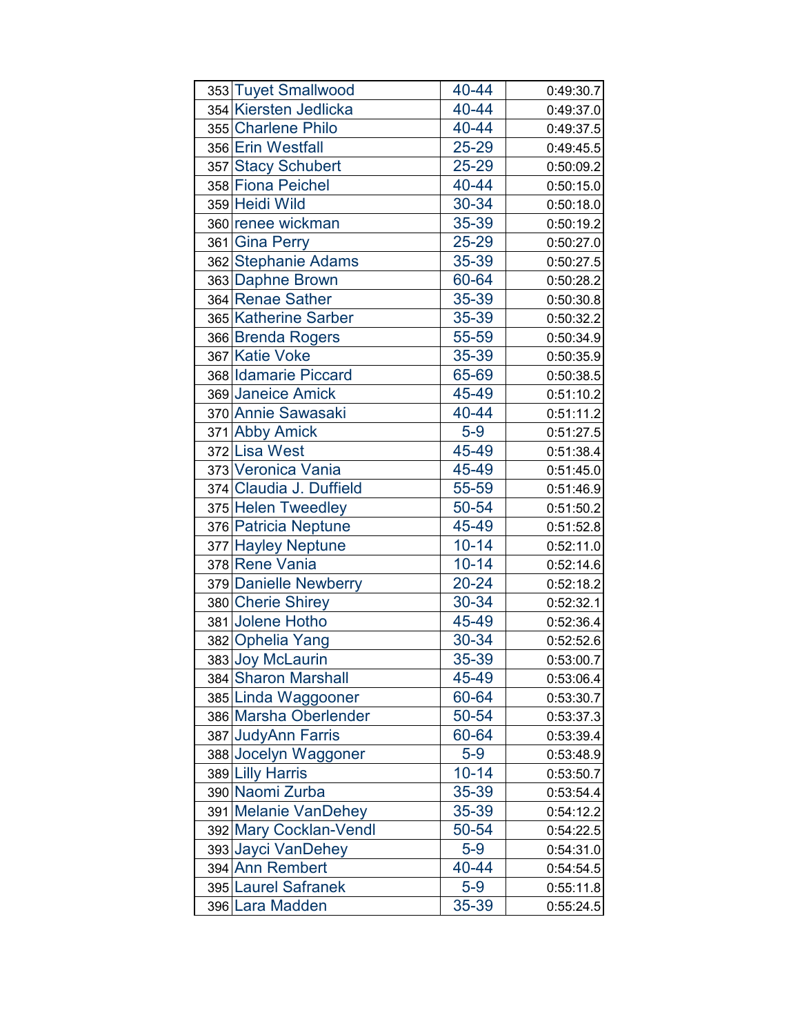| | | | |
|---|---|---|---|
| 353 | Tuyet Smallwood | 40-44 | 0:49:30.7 |
| 354 | Kiersten Jedlicka | 40-44 | 0:49:37.0 |
| 355 | Charlene Philo | 40-44 | 0:49:37.5 |
| 356 | Erin Westfall | 25-29 | 0:49:45.5 |
| 357 | Stacy Schubert | 25-29 | 0:50:09.2 |
| 358 | Fiona Peichel | 40-44 | 0:50:15.0 |
| 359 | Heidi Wild | 30-34 | 0:50:18.0 |
| 360 | renee wickman | 35-39 | 0:50:19.2 |
| 361 | Gina Perry | 25-29 | 0:50:27.0 |
| 362 | Stephanie Adams | 35-39 | 0:50:27.5 |
| 363 | Daphne Brown | 60-64 | 0:50:28.2 |
| 364 | Renae Sather | 35-39 | 0:50:30.8 |
| 365 | Katherine Sarber | 35-39 | 0:50:32.2 |
| 366 | Brenda Rogers | 55-59 | 0:50:34.9 |
| 367 | Katie Voke | 35-39 | 0:50:35.9 |
| 368 | Idamarie Piccard | 65-69 | 0:50:38.5 |
| 369 | Janeice Amick | 45-49 | 0:51:10.2 |
| 370 | Annie Sawasaki | 40-44 | 0:51:11.2 |
| 371 | Abby Amick | 5-9 | 0:51:27.5 |
| 372 | Lisa West | 45-49 | 0:51:38.4 |
| 373 | Veronica Vania | 45-49 | 0:51:45.0 |
| 374 | Claudia J. Duffield | 55-59 | 0:51:46.9 |
| 375 | Helen Tweedley | 50-54 | 0:51:50.2 |
| 376 | Patricia Neptune | 45-49 | 0:51:52.8 |
| 377 | Hayley Neptune | 10-14 | 0:52:11.0 |
| 378 | Rene Vania | 10-14 | 0:52:14.6 |
| 379 | Danielle Newberry | 20-24 | 0:52:18.2 |
| 380 | Cherie Shirey | 30-34 | 0:52:32.1 |
| 381 | Jolene Hotho | 45-49 | 0:52:36.4 |
| 382 | Ophelia Yang | 30-34 | 0:52:52.6 |
| 383 | Joy McLaurin | 35-39 | 0:53:00.7 |
| 384 | Sharon Marshall | 45-49 | 0:53:06.4 |
| 385 | Linda Waggooner | 60-64 | 0:53:30.7 |
| 386 | Marsha Oberlender | 50-54 | 0:53:37.3 |
| 387 | JudyAnn Farris | 60-64 | 0:53:39.4 |
| 388 | Jocelyn Waggoner | 5-9 | 0:53:48.9 |
| 389 | Lilly Harris | 10-14 | 0:53:50.7 |
| 390 | Naomi Zurba | 35-39 | 0:53:54.4 |
| 391 | Melanie VanDehey | 35-39 | 0:54:12.2 |
| 392 | Mary Cocklan-Vendl | 50-54 | 0:54:22.5 |
| 393 | Jayci VanDehey | 5-9 | 0:54:31.0 |
| 394 | Ann Rembert | 40-44 | 0:54:54.5 |
| 395 | Laurel Safranek | 5-9 | 0:55:11.8 |
| 396 | Lara Madden | 35-39 | 0:55:24.5 |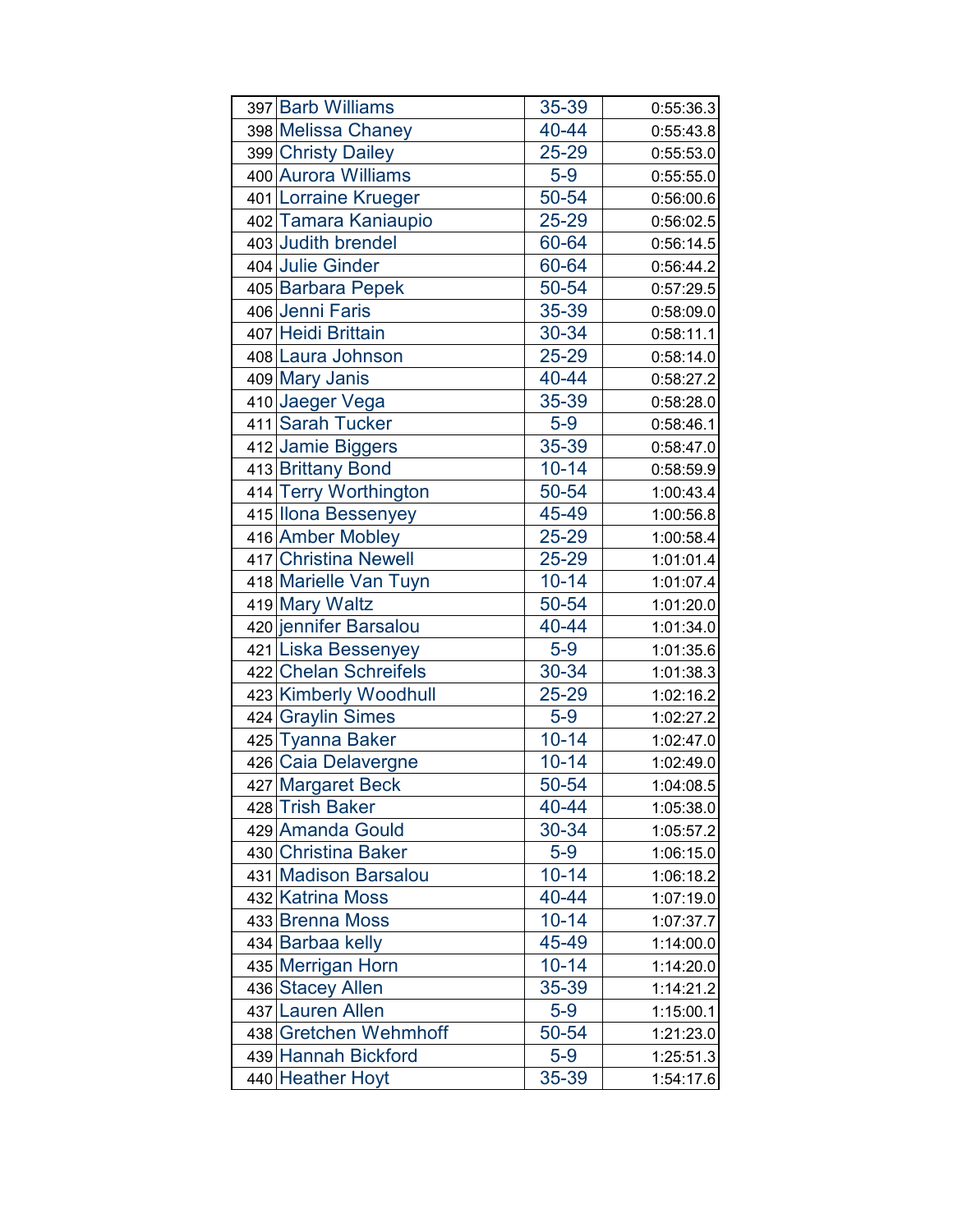| | | | |
|---|---|---|---|
| 397 | Barb Williams | 35-39 | 0:55:36.3 |
| 398 | Melissa Chaney | 40-44 | 0:55:43.8 |
| 399 | Christy Dailey | 25-29 | 0:55:53.0 |
| 400 | Aurora Williams | 5-9 | 0:55:55.0 |
| 401 | Lorraine Krueger | 50-54 | 0:56:00.6 |
| 402 | Tamara Kaniaupio | 25-29 | 0:56:02.5 |
| 403 | Judith brendel | 60-64 | 0:56:14.5 |
| 404 | Julie Ginder | 60-64 | 0:56:44.2 |
| 405 | Barbara Pepek | 50-54 | 0:57:29.5 |
| 406 | Jenni Faris | 35-39 | 0:58:09.0 |
| 407 | Heidi Brittain | 30-34 | 0:58:11.1 |
| 408 | Laura Johnson | 25-29 | 0:58:14.0 |
| 409 | Mary Janis | 40-44 | 0:58:27.2 |
| 410 | Jaeger Vega | 35-39 | 0:58:28.0 |
| 411 | Sarah Tucker | 5-9 | 0:58:46.1 |
| 412 | Jamie Biggers | 35-39 | 0:58:47.0 |
| 413 | Brittany Bond | 10-14 | 0:58:59.9 |
| 414 | Terry Worthington | 50-54 | 1:00:43.4 |
| 415 | Ilona Bessenyey | 45-49 | 1:00:56.8 |
| 416 | Amber Mobley | 25-29 | 1:00:58.4 |
| 417 | Christina Newell | 25-29 | 1:01:01.4 |
| 418 | Marielle Van Tuyn | 10-14 | 1:01:07.4 |
| 419 | Mary Waltz | 50-54 | 1:01:20.0 |
| 420 | jennifer Barsalou | 40-44 | 1:01:34.0 |
| 421 | Liska Bessenyey | 5-9 | 1:01:35.6 |
| 422 | Chelan Schreifels | 30-34 | 1:01:38.3 |
| 423 | Kimberly Woodhull | 25-29 | 1:02:16.2 |
| 424 | Graylin Simes | 5-9 | 1:02:27.2 |
| 425 | Tyanna Baker | 10-14 | 1:02:47.0 |
| 426 | Caia Delavergne | 10-14 | 1:02:49.0 |
| 427 | Margaret Beck | 50-54 | 1:04:08.5 |
| 428 | Trish Baker | 40-44 | 1:05:38.0 |
| 429 | Amanda Gould | 30-34 | 1:05:57.2 |
| 430 | Christina Baker | 5-9 | 1:06:15.0 |
| 431 | Madison Barsalou | 10-14 | 1:06:18.2 |
| 432 | Katrina Moss | 40-44 | 1:07:19.0 |
| 433 | Brenna Moss | 10-14 | 1:07:37.7 |
| 434 | Barbaa kelly | 45-49 | 1:14:00.0 |
| 435 | Merrigan Horn | 10-14 | 1:14:20.0 |
| 436 | Stacey Allen | 35-39 | 1:14:21.2 |
| 437 | Lauren Allen | 5-9 | 1:15:00.1 |
| 438 | Gretchen Wehmhoff | 50-54 | 1:21:23.0 |
| 439 | Hannah Bickford | 5-9 | 1:25:51.3 |
| 440 | Heather Hoyt | 35-39 | 1:54:17.6 |